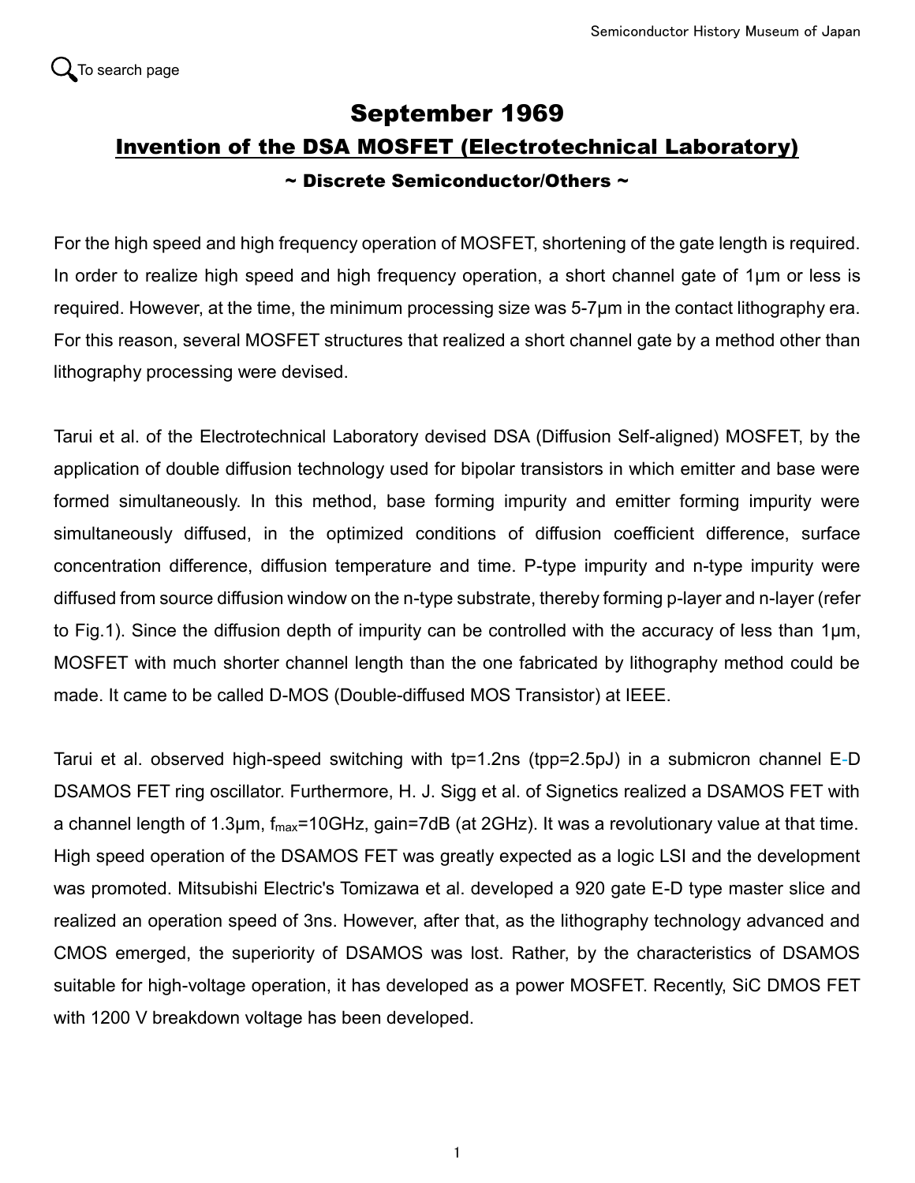To search page

# September 1969

## Invention of the DSA MOSFET (Electrotechnical Laboratory)

### ~ Discrete Semiconductor/Others ~

For the high speed and high frequency operation of MOSFET, shortening of the gate length is required. In order to realize high speed and high frequency operation, a short channel gate of 1μm or less is required. However, at the time, the minimum processing size was 5-7μm in the contact lithography era. For this reason, several MOSFET structures that realized a short channel gate by a method other than lithography processing were devised.

Tarui et al. of the Electrotechnical Laboratory devised DSA (Diffusion Self-aligned) MOSFET, by the application of double diffusion technology used for bipolar transistors in which emitter and base were formed simultaneously. In this method, base forming impurity and emitter forming impurity were simultaneously diffused, in the optimized conditions of diffusion coefficient difference, surface concentration difference, diffusion temperature and time. P-type impurity and n-type impurity were diffused from source diffusion window on the n-type substrate, thereby forming p-layer and n-layer (refer to Fig.1). Since the diffusion depth of impurity can be controlled with the accuracy of less than 1μm, MOSFET with much shorter channel length than the one fabricated by lithography method could be made. It came to be called D-MOS (Double-diffused MOS Transistor) at IEEE.

Tarui et al. observed high-speed switching with tp=1.2ns (tpp=2.5pJ) in a submicron channel E-D DSAMOS FET ring oscillator. Furthermore, H. J. Sigg et al. of Signetics realized a DSAMOS FET with a channel length of 1.3μm, $f_{max}$=10GHz, gain=7dB (at 2GHz). It was a revolutionary value at that time. High speed operation of the DSAMOS FET was greatly expected as a logic LSI and the development was promoted. Mitsubishi Electric's Tomizawa et al. developed a 920 gate E-D type master slice and realized an operation speed of 3ns. However, after that, as the lithography technology advanced and CMOS emerged, the superiority of DSAMOS was lost. Rather, by the characteristics of DSAMOS suitable for high-voltage operation, it has developed as a power MOSFET. Recently, SiC DMOS FET with 1200 V breakdown voltage has been developed.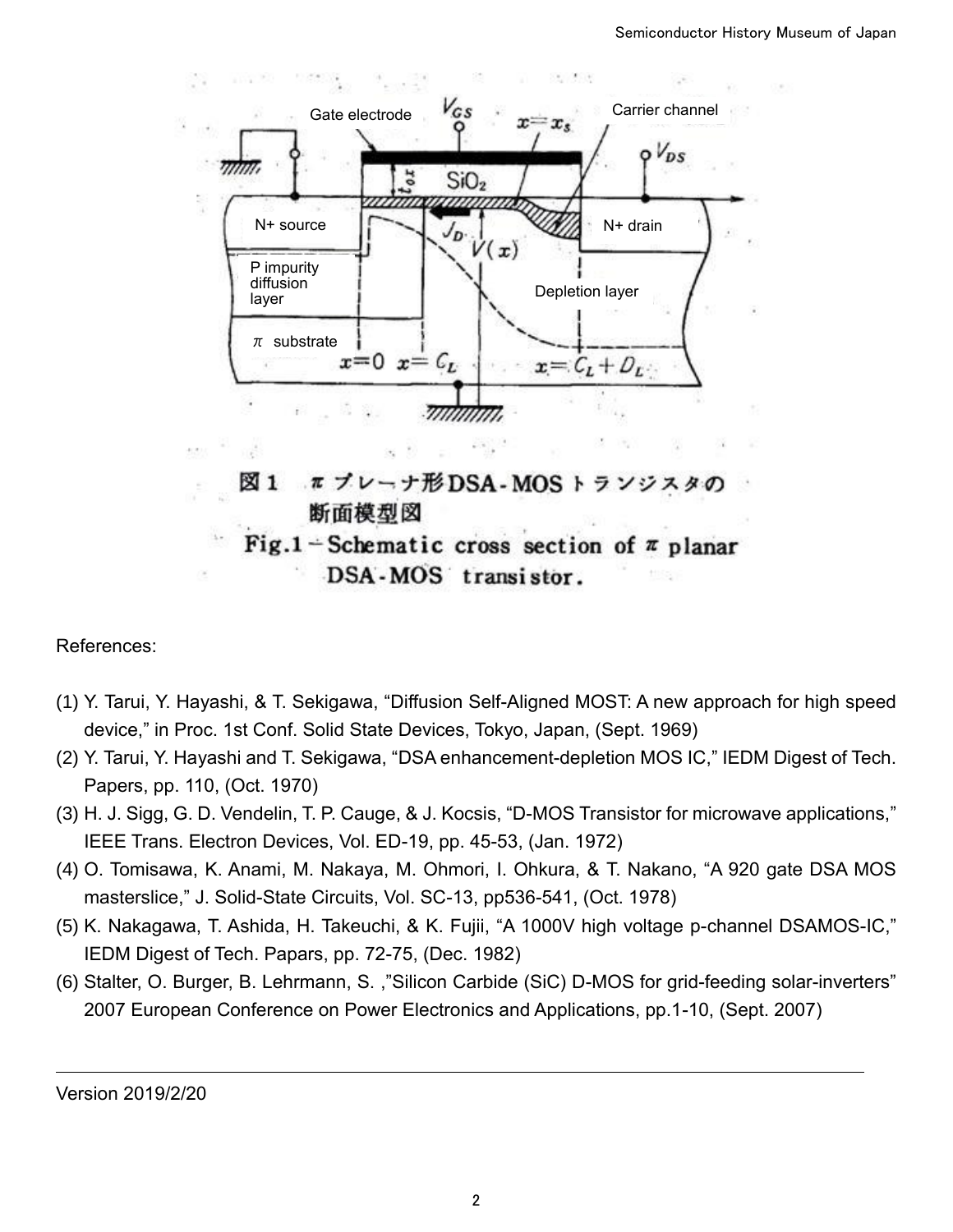Gate electrode

$V_{GS}$

$x = x_s$

Carrier channel

$V_{DS}$

$t_{ox}$

$SiO_2$

N+ source

N+ drain

$J_D$

$V(x)$

P impurity diffusion layer

Depletion layer

$\pi$ substrate

$x=0$ $x=C_L$ $x=C_L+D_L$

図1 πプレーナ形DSA-MOSトランジスタの断面模型図

Fig.1 − Schematic cross section of π planar DSA-MOS transistor.

References:

1. (1) Y. Tarui, Y. Hayashi, & T. Sekigawa, “Diffusion Self-Aligned MOST: A new approach for high speed device,” in Proc. 1st Conf. Solid State Devices, Tokyo, Japan, (Sept. 1969)
2. (2) Y. Tarui, Y. Hayashi and T. Sekigawa, “DSA enhancement-depletion MOS IC,” IEDM Digest of Tech. Papers, pp. 110, (Oct. 1970)
3. (3) H. J. Sigg, G. D. Vendelin, T. P. Cauge, & J. Kocsis, “D-MOS Transistor for microwave applications,” IEEE Trans. Electron Devices, Vol. ED-19, pp. 45-53, (Jan. 1972)
4. (4) O. Tomisawa, K. Anami, M. Nakaya, M. Ohmori, I. Ohkura, & T. Nakano, “A 920 gate DSA MOS masterslice,” J. Solid-State Circuits, Vol. SC-13, pp536-541, (Oct. 1978)
5. (5) K. Nakagawa, T. Ashida, H. Takeuchi, & K. Fujii, “A 1000V high voltage p-channel DSAMOS-IC,” IEDM Digest of Tech. Papars, pp. 72-75, (Dec. 1982)
6. (6) Stalter, O. Burger, B. Lehrmann, S. ,”Silicon Carbide (SiC) D-MOS for grid-feeding solar-inverters” 2007 European Conference on Power Electronics and Applications, pp.1-10, (Sept. 2007)

---

Version 2019/2/20